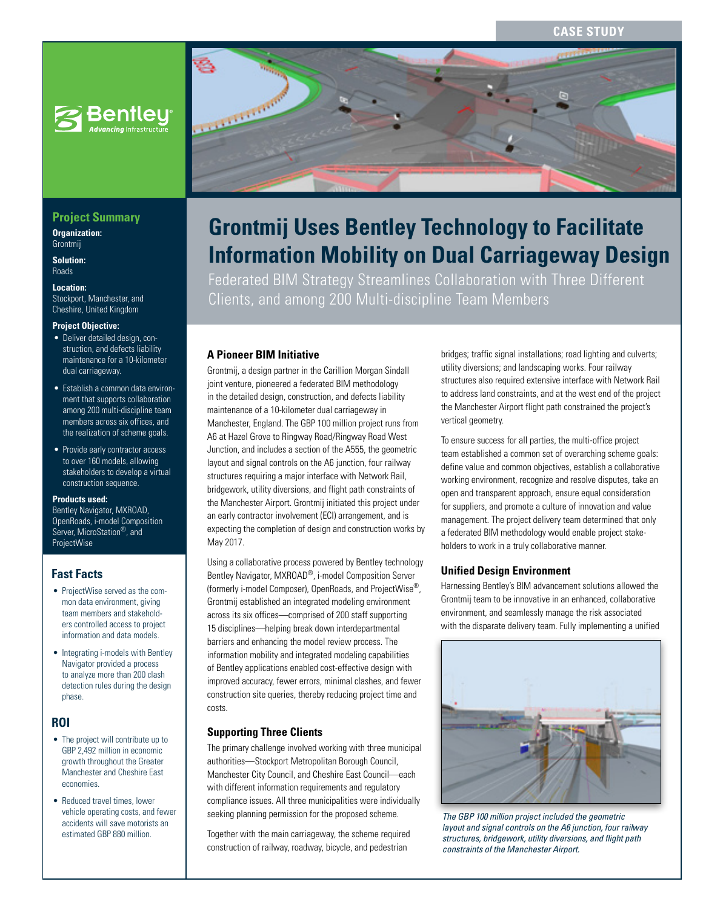CASE STUDY

# Grontmij Uses Bentley Technology to Facilitate Information Mobility on Dual Carriageway Design

Federated BIM Strategy Streamlines Collaboration with Three Different Clients, and among 200 Multi-discipline Team Members

## Project Summary

**Organization:**
Grontmij

**Solution:**
Roads

**Location:**
Stockport, Manchester, and Cheshire, United Kingdom

**Project Objective:**

- Deliver detailed design, construction, and defects liability maintenance for a 10-kilometer dual carriageway.
- Establish a common data environment that supports collaboration among 200 multi-discipline team members across six offices, and the realization of scheme goals.
- Provide early contractor access to over 160 models, allowing stakeholders to develop a virtual construction sequence.

**Products used:**
Bentley Navigator, MXROAD, OpenRoads, i-model Composition Server, MicroStation®, and ProjectWise

## Fast Facts

- ProjectWise served as the common data environment, giving team members and stakeholders controlled access to project information and data models.
- Integrating i-models with Bentley Navigator provided a process to analyze more than 200 clash detection rules during the design phase.

## ROI

- The project will contribute up to GBP 2,492 million in economic growth throughout the Greater Manchester and Cheshire East economies.
- Reduced travel times, lower vehicle operating costs, and fewer accidents will save motorists an estimated GBP 880 million.

### A Pioneer BIM Initiative

Grontmij, a design partner in the Carillion Morgan Sindall joint venture, pioneered a federated BIM methodology in the detailed design, construction, and defects liability maintenance of a 10-kilometer dual carriageway in Manchester, England. The GBP 100 million project runs from A6 at Hazel Grove to Ringway Road/Ringway Road West Junction, and includes a section of the A555, the geometric layout and signal controls on the A6 junction, four railway structures requiring a major interface with Network Rail, bridgework, utility diversions, and flight path constraints of the Manchester Airport. Grontmij initiated this project under an early contractor involvement (ECI) arrangement, and is expecting the completion of design and construction works by May 2017.

Using a collaborative process powered by Bentley technology Bentley Navigator, MXROAD®, i-model Composition Server (formerly i-model Composer), OpenRoads, and ProjectWise®, Grontmij established an integrated modeling environment across its six offices—comprised of 200 staff supporting 15 disciplines—helping break down interdepartmental barriers and enhancing the model review process. The information mobility and integrated modeling capabilities of Bentley applications enabled cost-effective design with improved accuracy, fewer errors, minimal clashes, and fewer construction site queries, thereby reducing project time and costs.

### Supporting Three Clients

The primary challenge involved working with three municipal authorities—Stockport Metropolitan Borough Council, Manchester City Council, and Cheshire East Council—each with different information requirements and regulatory compliance issues. All three municipalities were individually seeking planning permission for the proposed scheme.

Together with the main carriageway, the scheme required construction of railway, roadway, bicycle, and pedestrian bridges; traffic signal installations; road lighting and culverts; utility diversions; and landscaping works. Four railway structures also required extensive interface with Network Rail to address land constraints, and at the west end of the project the Manchester Airport flight path constrained the project's vertical geometry.

To ensure success for all parties, the multi-office project team established a common set of overarching scheme goals: define value and common objectives, establish a collaborative working environment, recognize and resolve disputes, take an open and transparent approach, ensure equal consideration for suppliers, and promote a culture of innovation and value management. The project delivery team determined that only a federated BIM methodology would enable project stakeholders to work in a truly collaborative manner.

### Unified Design Environment

Harnessing Bentley's BIM advancement solutions allowed the Grontmij team to be innovative in an enhanced, collaborative environment, and seamlessly manage the risk associated with the disparate delivery team. Fully implementing a unified

*The GBP 100 million project included the geometric layout and signal controls on the A6 junction, four railway structures, bridgework, utility diversions, and flight path constraints of the Manchester Airport.*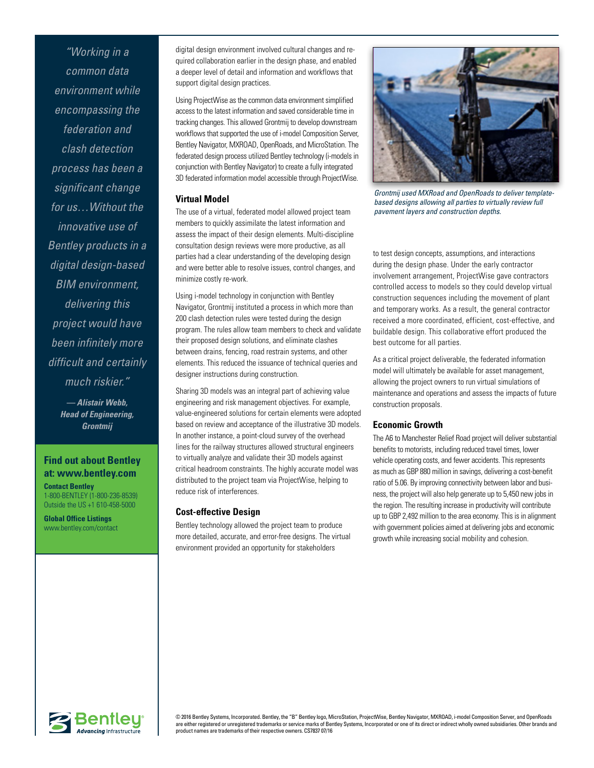*"Working in a common data environment while encompassing the federation and clash detection process has been a significant change for us…Without the innovative use of Bentley products in a digital design-based BIM environment, delivering this project would have been infinitely more difficult and certainly much riskier."*

**— Alistair Webb, Head of Engineering, Grontmij**

**Find out about Bentley at: www.bentley.com**

**Contact Bentley**
1-800-BENTLEY (1-800-236-8539)
Outside the US +1 610-458-5000

**Global Office Listings**
www.bentley.com/contact

digital design environment involved cultural changes and required collaboration earlier in the design phase, and enabled a deeper level of detail and information and workflows that support digital design practices.

Using ProjectWise as the common data environment simplified access to the latest information and saved considerable time in tracking changes. This allowed Grontmij to develop downstream workflows that supported the use of i-model Composition Server, Bentley Navigator, MXROAD, OpenRoads, and MicroStation. The federated design process utilized Bentley technology (i-models in conjunction with Bentley Navigator) to create a fully integrated 3D federated information model accessible through ProjectWise.

### Virtual Model

The use of a virtual, federated model allowed project team members to quickly assimilate the latest information and assess the impact of their design elements. Multi-discipline consultation design reviews were more productive, as all parties had a clear understanding of the developing design and were better able to resolve issues, control changes, and minimize costly re-work.

Using i-model technology in conjunction with Bentley Navigator, Grontmij instituted a process in which more than 200 clash detection rules were tested during the design program. The rules allow team members to check and validate their proposed design solutions, and eliminate clashes between drains, fencing, road restrain systems, and other elements. This reduced the issuance of technical queries and designer instructions during construction.

Sharing 3D models was an integral part of achieving value engineering and risk management objectives. For example, value-engineered solutions for certain elements were adopted based on review and acceptance of the illustrative 3D models. In another instance, a point-cloud survey of the overhead lines for the railway structures allowed structural engineers to virtually analyze and validate their 3D models against critical headroom constraints. The highly accurate model was distributed to the project team via ProjectWise, helping to reduce risk of interferences.

### Cost-effective Design

Bentley technology allowed the project team to produce more detailed, accurate, and error-free designs. The virtual environment provided an opportunity for stakeholders to test design concepts, assumptions, and interactions during the design phase. Under the early contractor involvement arrangement, ProjectWise gave contractors controlled access to models so they could develop virtual construction sequences including the movement of plant and temporary works. As a result, the general contractor received a more coordinated, efficient, cost-effective, and buildable design. This collaborative effort produced the best outcome for all parties.

*Grontmij used MXRoad and OpenRoads to deliver template-based designs allowing all parties to virtually review full pavement layers and construction depths.*

As a critical project deliverable, the federated information model will ultimately be available for asset management, allowing the project owners to run virtual simulations of maintenance and operations and assess the impacts of future construction proposals.

### Economic Growth

The A6 to Manchester Relief Road project will deliver substantial benefits to motorists, including reduced travel times, lower vehicle operating costs, and fewer accidents. This represents as much as GBP 880 million in savings, delivering a cost-benefit ratio of 5.06. By improving connectivity between labor and business, the project will also help generate up to 5,450 new jobs in the region. The resulting increase in productivity will contribute up to GBP 2,492 million to the area economy. This is in alignment with government policies aimed at delivering jobs and economic growth while increasing social mobility and cohesion.

© 2016 Bentley Systems, Incorporated. Bentley, the "B" Bentley logo, MicroStation, ProjectWise, Bentley Navigator, MXROAD, i-model Composition Server, and OpenRoads are either registered or unregistered trademarks or service marks of Bentley Systems, Incorporated or one of its direct or indirect wholly owned subsidiaries. Other brands and product names are trademarks of their respective owners. CS7837 07/16